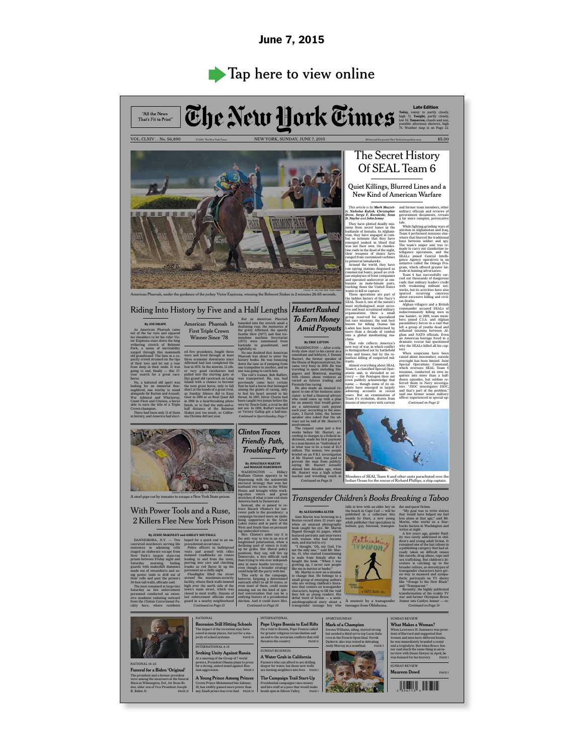June 7, 2015

Tap here to view online

"All the News That's Fit to Print"

# The New York Times

**Late Edition**

**Today,** sunny to partly cloudy, high 72. **Tonight,** partly cloudy, low 58. **Tomorrow,** clouds and sun, possible afternoon showers, high 78. Weather map is on Page 22.

VOL. CLXIV . . No. 56,890 © 2015 The New York Times NEW YORK, SUNDAY, JUNE 7, 2015 $6 beyond the greater New York metropolitan area. $5.00

American Pharoah, under the guidance of the jockey Victor Espinoza, winning the Belmont Stakes in 2 minutes 26.65 seconds.

## Riding Into History by Five and a Half Lengths

### American Pharoah Is First Triple Crown Winner Since '78

By JOE DRAPE

As American Pharoah came out of the far turn and squared his shoulders to let his rider Victor Espinoza stare down the long withering stretch of Belmont Park, a sense of inevitability surged through this mammoth old grandstand. The fans in a capacity crowd strained on the tips of their toes and let out a roar from deep in their souls. It was going to end, finally — this 37-year search for a great racehorse.

No, a battered old sport was looking for an immortal thoroughbred, one worthy to stand alongside Sir Barton and Assault, War Admiral and Whirlaway, Count Fleet and Citation, a horse able to earn the title of a Triple Crown champion.

There had been only 11 of them in history, and America had elected five presidents, fought three wars and lived through at least three economic downturns since Affirmed had last completed the feat in 1978. In the interim, 13 other very good racehorses had pulled into the starting gate at this grand old racetrack on Long Island with a chance to become the next great horse, only to fall short at the hands of a great rival, as Sunday Silence did to Easy Goer in 1989 or as Real Quiet did in 1998 in a heartbreaking photo finish, or to find the mile-and-a-half distance of the Belmont Stakes just too much, as California Chrome did last year.

But as American Pharoah bounded into the stretch amid a deafening roar, the memories of the gritty Affirmed, the speedy Seattle Slew (1977) and the tremendous machine Secretariat (1973) were summoned from backside to grandstand, and rightfully so.

No one doubted that American Pharoah was about to enter the history books. He was bouncing down the lane as if jumping from one trampoline to another, and no one was going to catch him.

The colt's trainer, Bob Baffert, was transported. He, too, had previously come here certain that he had a horse that belonged among the giants of racing, only to feel his heart ascend to his throat. In 1997, Silver Charm had been caught two jumps before the wire by Touch Gold, a rival he did not see. In 1998, Baffert watched as Victory Gallop got a half-nos-

*Continued in SportsSunday, Page 7*

## *Hastert Rushed To Earn Money Amid Payouts*

By ERIC LIPTON

WASHINGTON — After a relatively slow start to his career as a consultant and lobbyist, J. Dennis Hastert, the former speaker of the House of Representatives, became very busy in 2010. He was traveling to spots including Singapore and Montreal, meeting with clients about ventures as varied as futures trading and Formula One racing.

He also made an unusual request to one of his business associates: to find a financial adviser who could come up with a plan for an annuity that would generate a substantial cash payout each year. According to the associate, J. David John, the former speaker also asked that the adviser not be told of Mr. Hastert's involvement.

The request came just a few weeks before Mr. Hastert, according to charges in a federal indictment, made his first payment to a man known as "Individual A" in what was to be a total of $3.5 million. The money, two people briefed on an F.B.I. investigation of Mr. Hastert said, was paid to prevent the man from publicly saying Mr. Hastert sexually abused him decades ago, when Mr. Hastert was a high school teacher and wrestling coach in

*Continued on Page 18*

## The Secret History Of SEAL Team 6

### Quiet Killings, Blurred Lines and a New Kind of American Warfare

*This article is by **Mark Mazzetti, Nicholas Kulish, Christopher Drew, Serge F. Kovaleski, Sean D. Naylor** and **John Ismay**.*

They have plotted deadly missions from secret bases in the badlands of Somalia. In Afghanistan, they have engaged in combat so intimate that they have emerged soaked in blood that was not their own. On clandestine raids in the dead of the night, their weapons of choice have ranged from customized carbines to primeval tomahawks.

Around the world, they have run spying stations disguised as commercial boats, posed as civilian employees of front companies and operated undercover at embassies as male-female pairs, tracking those the United States wants to kill or capture.

Those operations are part of the hidden history of the Navy's SEAL Team 6, one of the nation's most mythologized, most secretive and least scrutinized military organizations. Once a small group reserved for specialized but rare missions, the unit best known for killing Osama bin Laden has been transformed by more than a decade of combat into a global manhunting machine.

That role reflects America's new way of war, in which conflict is distinguished not by battlefield wins and losses, but by the relentless killing of suspected militants.

Almost everything about SEAL Team 6, a classified Special Operations unit, is shrouded in secrecy — the Pentagon does not even publicly acknowledge that name — though some of its exploits have emerged in largely admiring accounts in recent years. But an examination of Team 6's evolution, drawn from dozens of interviews with current and former team members, other military officials and reviews of government documents, reveals a far more complex, provocative tale.

While fighting grinding wars of attrition in Afghanistan and Iraq, Team 6 performed missions elsewhere that blurred the traditional lines between soldier and spy. The team's sniper unit was remade to carry out clandestine intelligence operations, and the SEALs joined Central Intelligence Agency operatives in an initiative called the Omega Program, which offered greater latitude in hunting adversaries.

Team 6 has successfully carried out thousands of dangerous raids that military leaders credit with weakening militant networks, but its activities have also spurred recurring concerns about excessive killing and civilian deaths.

Afghan villagers and a British commander accused SEALs of indiscriminately killing men in one hamlet; in 2009, team members joined C.I.A. and Afghan paramilitary forces in a raid that left a group of youths dead and inflamed tensions between Afghan and NATO officials. Even an American hostage freed in a dramatic rescue has questioned why the SEALs killed all his captors.

When suspicions have been raised about misconduct, outside oversight has been limited. Joint Special Operations Command, which oversees SEAL Team 6 missions, conducted its own inquiries into more than a half-dozen episodes, but seldom referred them to Navy investigators. "JSOC investigates JSOC, and that's part of the problem," said one former senior military officer experienced in special op-

*Continued on Page 12*

Members of SEAL Team 6 and other units parachuted over the Indian Ocean for the rescue of Richard Phillips, a ship captain.

A steel pipe cut by inmates to escape a New York State prison.

## With Power Tools and a Ruse, 2 Killers Flee New York Prison

By JESSE McKINLEY and ASHLEY SOUTHALL

DANNEMORA, N.Y. — Two convicted murderers serving life sentences in adjoining cells staged an elaborate escape from New York's largest state-run prison between Friday night and Saturday morning, fooling guards with makeshift dummies made out of sweatshirts and using power tools to drill out of their cells and past the prison's 30-foot-tall walls, officials said.

The men remained at large late Saturday as law enforcement personnel conducted an extensive manhunt radiating outward from the Clinton Correctional Facility here, where residents hoped for a quick end to an unprecedented occurrence.

Police officers in bulletproof vests and armed with rifles manned roadblocks on routes leading to and from the town, peering into cars and checking trunks as red flares lit up the pavement on a chilly night.

Floodlights filled the street around the maximum-security facility, whose thick walls loomed high over the north side of the town's main street, which was closed to most traffic. Dozens of law enforcement officials stood guard in a nearby neighborhood

*Continued on Page 19*

## *Clinton Traces Friendly Path, Troubling Party*

By JONATHAN MARTIN and MAGGIE HABERMAN

WASHINGTON — Hillary Rodham Clinton appears to be dispensing with the nationwide electoral strategy that won her husband two terms in the White House and brought white working-class voters and great stretches of what is now red-state America back to Democrats.

Instead, she is poised to retrace Barack Obama's far narrower path to the presidency: a campaign focused more on mobilizing supporters in the Great Lakes states and in parts of the West and South than on persuading undecided voters.

Mrs. Clinton's aides say it is the only way to win in an era of heightened polarization, when a declining pool of voters is truly up for grabs. Her liberal policy positions, they say, will fire up Democrats, a less difficult task than trying to win over independents in more hostile territory — even though a broader strategy could help lift the party with her.

This early in the campaign, however, forgoing a determined outreach effort to all 50 states, or even most of them, could mean missing out on the kind of spirited conversation that can be a unifying feature of a presidential election. And it could leave Mrs.

*Continued on Page 20*

## Transgender Children's Books Breaking a Taboo

By ALEXANDRA ALTER

Sam Martin was browsing in a Boston record store 23 years ago when an unusual photography book caught his eye. Mr. Martin flipped through its pages, which featured portraits and interviews with women who had become men, and started to cry.

"I thought, 'Oh, my God, I'm not the only one,'" said Mr. Martin, 43, who started transitioning to male from female after he bought the book. "When I was growing up, I never saw people like me in movies or books."

Mr. Martin is now on a mission to change that: He belongs to a small group of emerging authors who are writing children's literature that centers on transgender characters, hoping to fill the void they felt as young readers. His debut work of fiction — a semi-autobiographical story about a transgender teenage boy who falls in love with an older boy on the beach in Cape Cod — will be published in a collection this month by Duet, a new young adult publisher that specializes in lesbian, gay, bisexual, transgender and queer fiction.

"My goal was to write stories that would have helped me feel less alone at that age," said Mr. Martin, who works as a Starbucks barista in Washington and writes at night.

A few years ago, gender fluidity was rarely addressed in children's and young adult fiction. It remained one of the last taboos in a publishing category that had already taken on difficult issues like suicide, drug abuse, rape and sex trafficking. But children's literature is catching up to the broader culture, as stereotypes of transgender characters have given way to nuanced and sympathetic portrayals on TV shows like "Orange Is the New Black" and "Transparent."

Recently, the highly publicized transformation of the reality TV star and former Olympian Bruce Jenner into Caitlyn Jenner — re-

*Continued on Page 18*

A memoir by a transgender teenager from Oklahoma.

---

NATIONAL 16-23

**Funeral for a Biden 'Original'**

The president and a former president were among the mourners at the funeral Mass in Wilmington, Del., for Beau Biden, elder son of Vice President Joseph R. Biden Jr. PAGE 21

NATIONAL

**Recession Still Hitting Schools**

The impact of the recession may have eased in many places, but not for a majority of school systems. PAGE 16

INTERNATIONAL 4-15

**Seeking Unity Against Russia**

At a meeting of the Group of 7 world powers, President Obama plans to press for a strong, united stand against Russian aggression. PAGE 9

**A Young Prince Among Princes**

Crown Prince Mohammed bin Salman, 29, has swiftly gained more power than any Saudi prince has ever had. PAGE 10

INTERNATIONAL

**Pope Urges Bosnia to End Rifts**

On a visit to Bosnia, Pope Francis called for greater religious reconciliation and an end to the sectarian conflicts that still threaten the country. PAGE 11

SUNDAY BUSINESS

**A Water Grab in California**

Farmers who can afford to are drilling deeper for water, but those new wells are turning neighbors into foes. PAGE 1

**The Campaign Trail Start-Up**

Presidential campaigns raise money and hire staff at a pace that would make heads spin in Silicon Valley. PAGE 1

SPORTSSUNDAY

**Mark of a Champion**

Serena Williams, ailing, started strong but needed a third set to top Lucie Safarova in the French Open final. Novak Djokovic also was tested in defeating Andy Murray in a semifinal. PAGE 3

SUNDAY REVIEW

**What Makes a Woman?**

When Lawrence H. Summers was president of Harvard and suggested that women and men have different brains, he was immediately branded a sexist and a troglodyte. But when Bruce Jenner said much the same thing in an interview with Diane Sawyer in April, he was lionized for his bravery. PAGE 1

SUNDAY REVIEW

**Maureen Dowd** PAGE 1